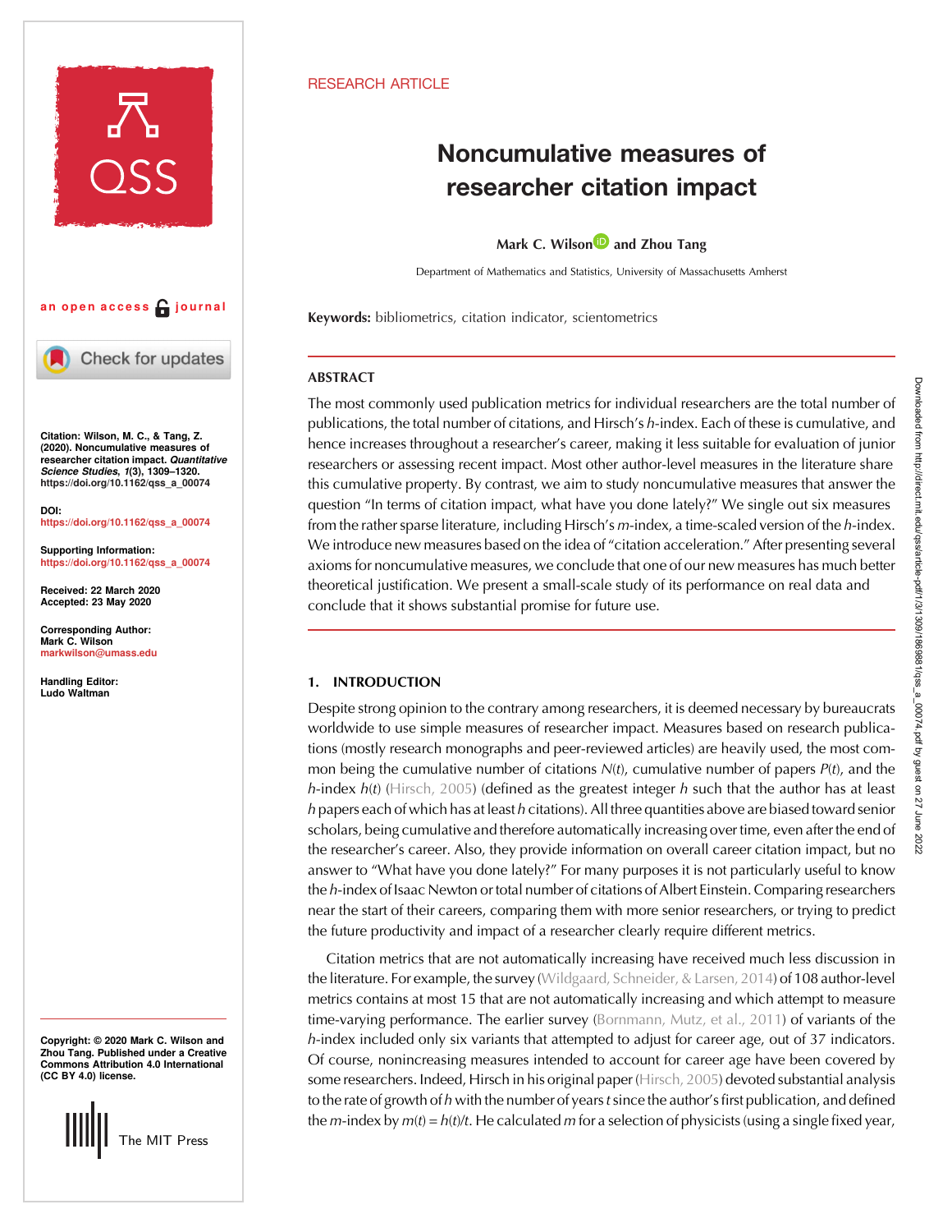RESEARCH ARTICLE

# Noncumulative measures of researcher citation impact

**Mark C. Wilson** and **Zhou Tang**

Department of Mathematics and Statistics, University of Massachusetts Amherst

an open access journal

**Citation:** Wilson, M. C., & Tang, Z. (2020). Noncumulative measures of researcher citation impact. *Quantitative Science Studies*, *1*(3), 1309–1320. https://doi.org/10.1162/qss_a_00074

**DOI:** https://doi.org/10.1162/qss_a_00074

**Supporting Information:** https://doi.org/10.1162/qss_a_00074

**Received:** 22 March 2020
**Accepted:** 23 May 2020

**Corresponding Author:** Mark C. Wilson markwilson@umass.edu

**Handling Editor:** Ludo Waltman

**Copyright:** © 2020 Mark C. Wilson and Zhou Tang. Published under a Creative Commons Attribution 4.0 International (CC BY 4.0) license.

**Keywords:** bibliometrics, citation indicator, scientometrics

## ABSTRACT

The most commonly used publication metrics for individual researchers are the total number of publications, the total number of citations, and Hirsch's *h*-index. Each of these is cumulative, and hence increases throughout a researcher's career, making it less suitable for evaluation of junior researchers or assessing recent impact. Most other author-level measures in the literature share this cumulative property. By contrast, we aim to study noncumulative measures that answer the question "In terms of citation impact, what have you done lately?" We single out six measures from the rather sparse literature, including Hirsch's *m*-index, a time-scaled version of the *h*-index. We introduce new measures based on the idea of "citation acceleration." After presenting several axioms for noncumulative measures, we conclude that one of our new measures has much better theoretical justification. We present a small-scale study of its performance on real data and conclude that it shows substantial promise for future use.

## 1. INTRODUCTION

Despite strong opinion to the contrary among researchers, it is deemed necessary by bureaucrats worldwide to use simple measures of researcher impact. Measures based on research publications (mostly research monographs and peer-reviewed articles) are heavily used, the most common being the cumulative number of citations $N(t)$, cumulative number of papers $P(t)$, and the *h*-index $h(t)$ (Hirsch, 2005) (defined as the greatest integer $h$ such that the author has at least $h$ papers each of which has at least $h$ citations). All three quantities above are biased toward senior scholars, being cumulative and therefore automatically increasing over time, even after the end of the researcher's career. Also, they provide information on overall career citation impact, but no answer to "What have you done lately?" For many purposes it is not particularly useful to know the *h*-index of Isaac Newton or total number of citations of Albert Einstein. Comparing researchers near the start of their careers, comparing them with more senior researchers, or trying to predict the future productivity and impact of a researcher clearly require different metrics.

Citation metrics that are not automatically increasing have received much less discussion in the literature. For example, the survey (Wildgaard, Schneider, & Larsen, 2014) of 108 author-level metrics contains at most 15 that are not automatically increasing and which attempt to measure time-varying performance. The earlier survey (Bornmann, Mutz, et al., 2011) of variants of the *h*-index included only six variants that attempted to adjust for career age, out of 37 indicators. Of course, nonincreasing measures intended to account for career age have been covered by some researchers. Indeed, Hirsch in his original paper (Hirsch, 2005) devoted substantial analysis to the rate of growth of $h$ with the number of years $t$ since the author's first publication, and defined the *m*-index by $m(t) = h(t)/t$. He calculated $m$ for a selection of physicists (using a single fixed year,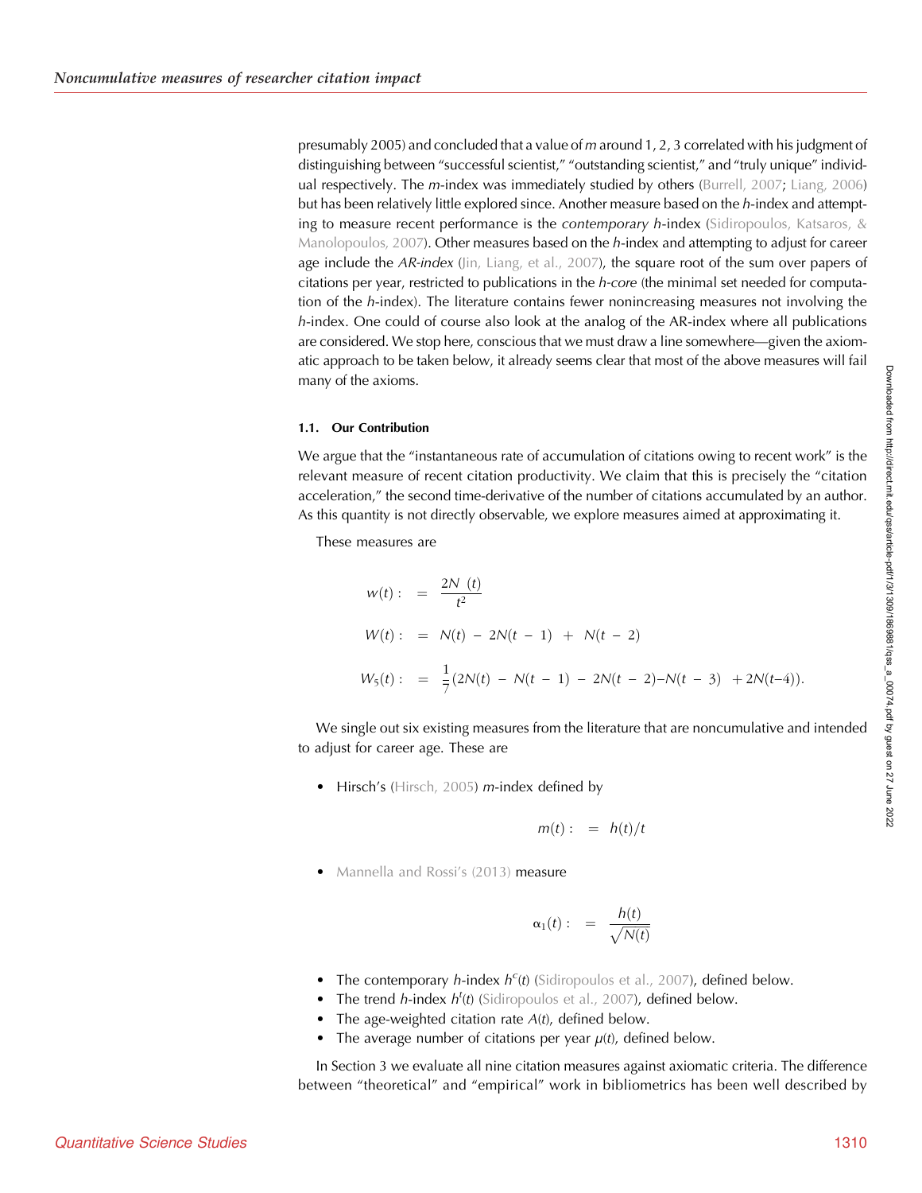presumably 2005) and concluded that a value of $m$ around 1, 2, 3 correlated with his judgment of distinguishing between "successful scientist," "outstanding scientist," and "truly unique" individual respectively. The $m$-index was immediately studied by others (Burrell, 2007; Liang, 2006) but has been relatively little explored since. Another measure based on the $h$-index and attempting to measure recent performance is the *contemporary* $h$-index (Sidiropoulos, Katsaros, & Manolopoulos, 2007). Other measures based on the $h$-index and attempting to adjust for career age include the *AR-index* (Jin, Liang, et al., 2007), the square root of the sum over papers of citations per year, restricted to publications in the $h$-*core* (the minimal set needed for computation of the $h$-index). The literature contains fewer nonincreasing measures not involving the $h$-index. One could of course also look at the analog of the AR-index where all publications are considered. We stop here, conscious that we must draw a line somewhere—given the axiomatic approach to be taken below, it already seems clear that most of the above measures will fail many of the axioms.

### 1.1. Our Contribution

We argue that the "instantaneous rate of accumulation of citations owing to recent work" is the relevant measure of recent citation productivity. We claim that this is precisely the "citation acceleration," the second time-derivative of the number of citations accumulated by an author. As this quantity is not directly observable, we explore measures aimed at approximating it.

These measures are

$$
\begin{aligned}
w(t) &:= \frac{2N(t)}{t^2} \\
W(t) &:= N(t) - 2N(t-1) + N(t-2) \\
W_5(t) &:= \frac{1}{7}(2N(t) - N(t-1) - 2N(t-2) - N(t-3) + 2N(t-4)).
\end{aligned}
$$

We single out six existing measures from the literature that are noncumulative and intended to adjust for career age. These are

- Hirsch's (Hirsch, 2005) $m$-index defined by

$$m(t) := h(t)/t$$

- Mannella and Rossi's (2013) measure

$$\alpha_1(t) := \frac{h(t)}{\sqrt{N(t)}}$$

- The contemporary $h$-index $h^c(t)$ (Sidiropoulos et al., 2007), defined below.
- The trend $h$-index $h^t(t)$ (Sidiropoulos et al., 2007), defined below.
- The age-weighted citation rate $A(t)$, defined below.
- The average number of citations per year $\mu(t)$, defined below.

In Section 3 we evaluate all nine citation measures against axiomatic criteria. The difference between "theoretical" and "empirical" work in bibliometrics has been well described by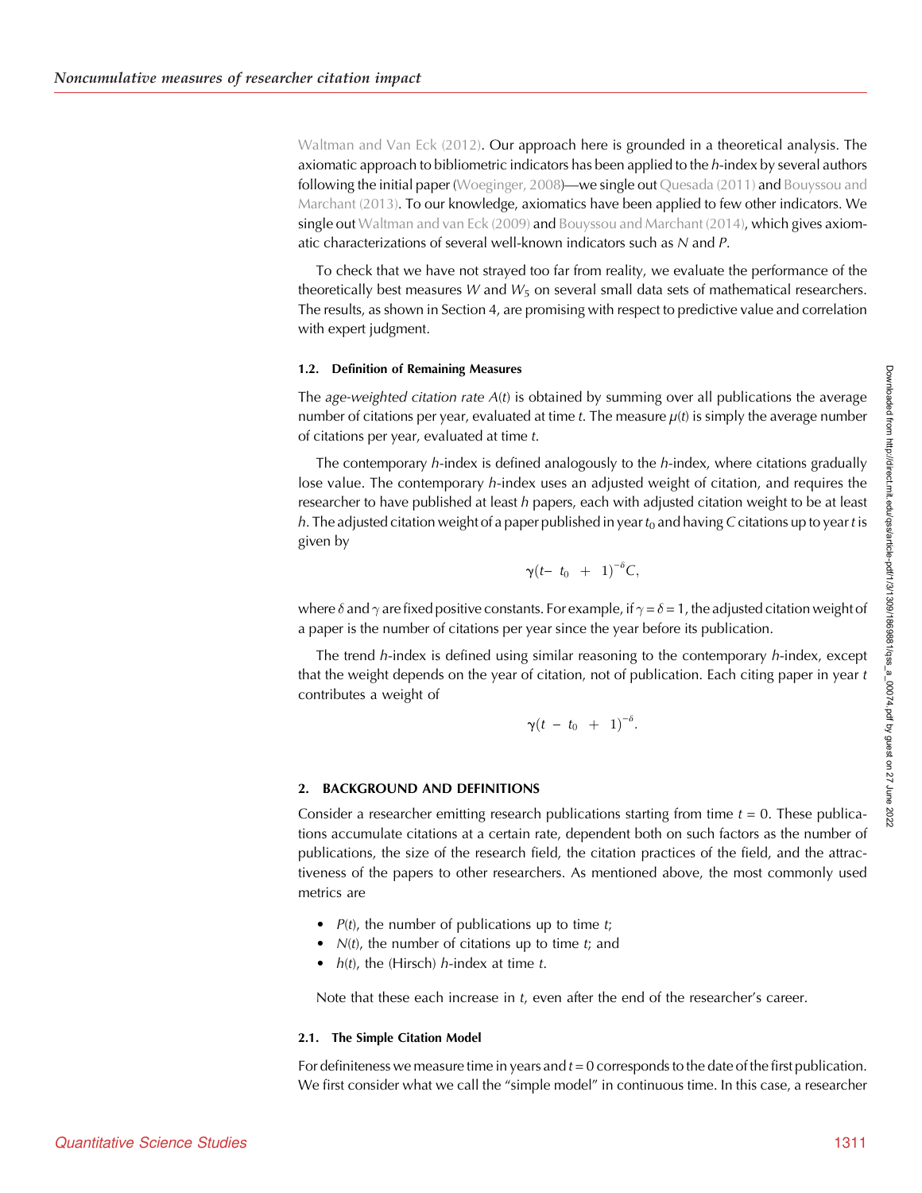Waltman and Van Eck (2012). Our approach here is grounded in a theoretical analysis. The axiomatic approach to bibliometric indicators has been applied to the $h$-index by several authors following the initial paper (Woeginger, 2008)—we single out Quesada (2011) and Bouyssou and Marchant (2013). To our knowledge, axiomatics have been applied to few other indicators. We single out Waltman and van Eck (2009) and Bouyssou and Marchant (2014), which gives axiomatic characterizations of several well-known indicators such as $N$ and $P$.

To check that we have not strayed too far from reality, we evaluate the performance of the theoretically best measures $W$ and $W_5$ on several small data sets of mathematical researchers. The results, as shown in Section 4, are promising with respect to predictive value and correlation with expert judgment.

### 1.2. Definition of Remaining Measures

The *age-weighted citation rate* $A(t)$ is obtained by summing over all publications the average number of citations per year, evaluated at time $t$. The measure $\mu(t)$ is simply the average number of citations per year, evaluated at time $t$.

The contemporary $h$-index is defined analogously to the $h$-index, where citations gradually lose value. The contemporary $h$-index uses an adjusted weight of citation, and requires the researcher to have published at least $h$ papers, each with adjusted citation weight to be at least $h$. The adjusted citation weight of a paper published in year $t_0$ and having $C$ citations up to year $t$ is given by

$$\gamma(t - t_0 + 1)^{-\delta}C,$$

where $\delta$ and $\gamma$ are fixed positive constants. For example, if $\gamma = \delta = 1$, the adjusted citation weight of a paper is the number of citations per year since the year before its publication.

The trend $h$-index is defined using similar reasoning to the contemporary $h$-index, except that the weight depends on the year of citation, not of publication. Each citing paper in year $t$ contributes a weight of

$$\gamma(t - t_0 + 1)^{-\delta}.$$

## 2. BACKGROUND AND DEFINITIONS

Consider a researcher emitting research publications starting from time $t = 0$. These publications accumulate citations at a certain rate, dependent both on such factors as the number of publications, the size of the research field, the citation practices of the field, and the attractiveness of the papers to other researchers. As mentioned above, the most commonly used metrics are

- $P(t)$, the number of publications up to time $t$;
- $N(t)$, the number of citations up to time $t$; and
- $h(t)$, the (Hirsch) $h$-index at time $t$.

Note that these each increase in $t$, even after the end of the researcher's career.

### 2.1. The Simple Citation Model

For definiteness we measure time in years and $t = 0$ corresponds to the date of the first publication. We first consider what we call the "simple model" in continuous time. In this case, a researcher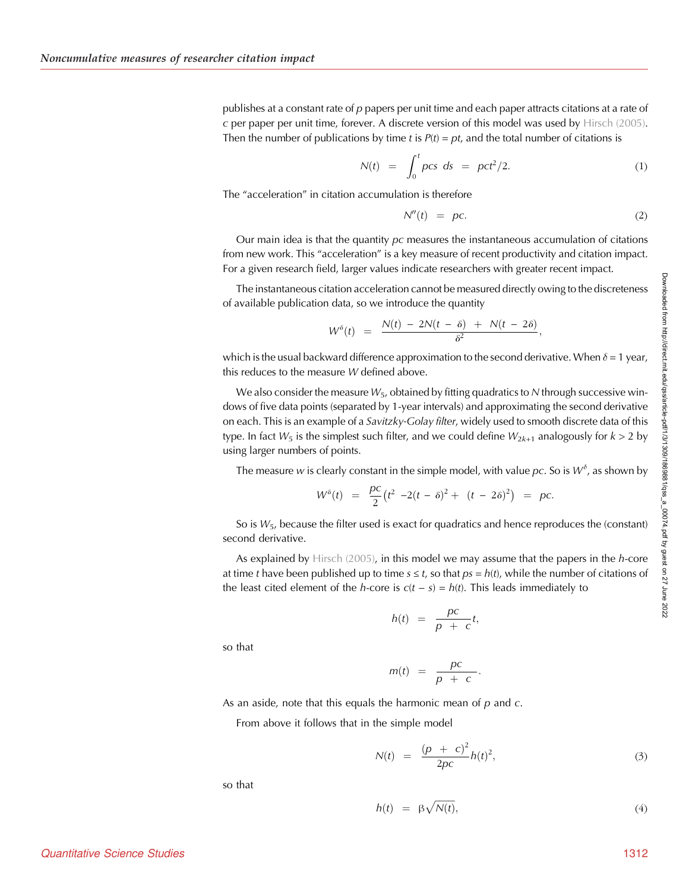publishes at a constant rate of $p$ papers per unit time and each paper attracts citations at a rate of $c$ per paper per unit time, forever. A discrete version of this model was used by Hirsch (2005). Then the number of publications by time $t$ is $P(t) = pt$, and the total number of citations is

$$N(t) = \int_0^t pcs\ ds = pct^2/2. \tag{1}$$

The "acceleration" in citation accumulation is therefore

$$N''(t) = pc. \tag{2}$$

Our main idea is that the quantity $pc$ measures the instantaneous accumulation of citations from new work. This "acceleration" is a key measure of recent productivity and citation impact. For a given research field, larger values indicate researchers with greater recent impact.

The instantaneous citation acceleration cannot be measured directly owing to the discreteness of available publication data, so we introduce the quantity

$$W^\delta(t) = \frac{N(t) - 2N(t-\delta) + N(t-2\delta)}{\delta^2},$$

which is the usual backward difference approximation to the second derivative. When $\delta = 1$ year, this reduces to the measure $W$ defined above.

We also consider the measure $W_5$, obtained by fitting quadratics to $N$ through successive windows of five data points (separated by 1-year intervals) and approximating the second derivative on each. This is an example of a *Savitzky-Golay filter*, widely used to smooth discrete data of this type. In fact $W_5$ is the simplest such filter, and we could define $W_{2k+1}$ analogously for $k > 2$ by using larger numbers of points.

The measure $w$ is clearly constant in the simple model, with value $pc$. So is $W^\delta$, as shown by

$$W^\delta(t) = \frac{pc}{2}\left(t^2 - 2(t-\delta)^2 + (t-2\delta)^2\right) = pc.$$

So is $W_5$, because the filter used is exact for quadratics and hence reproduces the (constant) second derivative.

As explained by Hirsch (2005), in this model we may assume that the papers in the $h$-core at time $t$ have been published up to time $s \le t$, so that $ps = h(t)$, while the number of citations of the least cited element of the $h$-core is $c(t - s) = h(t)$. This leads immediately to

$$h(t) = \frac{pc}{p+c}t,$$

so that

$$m(t) = \frac{pc}{p+c}.$$

As an aside, note that this equals the harmonic mean of $p$ and $c$.

From above it follows that in the simple model

$$N(t) = \frac{(p+c)^2}{2pc}h(t)^2, \tag{3}$$

so that

$$h(t) = \beta\sqrt{N(t)}, \tag{4}$$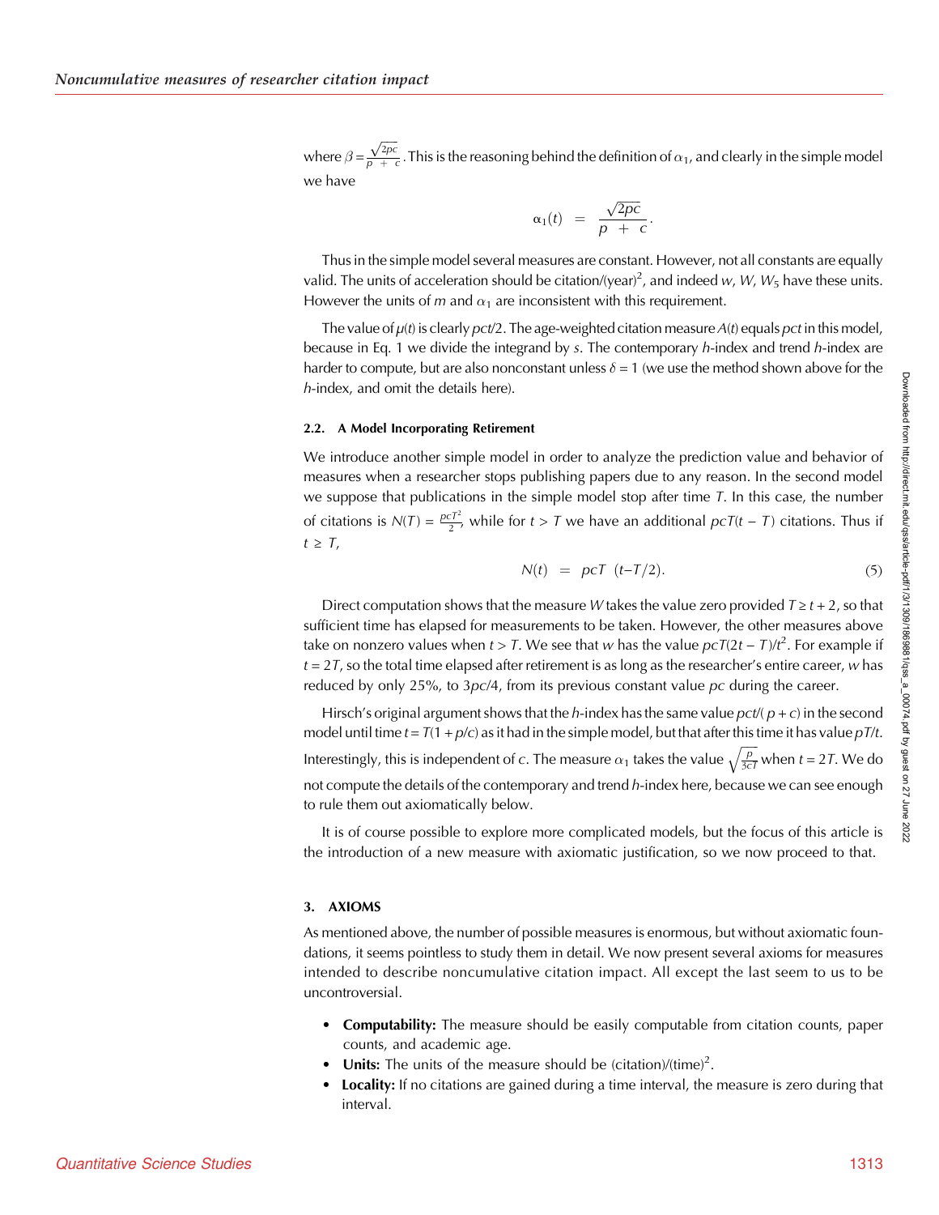where $\beta = \frac{\sqrt{2pc}}{p + c}$. This is the reasoning behind the definition of $\alpha_1$, and clearly in the simple model we have

$$\alpha_1(t) = \frac{\sqrt{2pc}}{p + c}.$$

Thus in the simple model several measures are constant. However, not all constants are equally valid. The units of acceleration should be citation/(year)$^2$, and indeed $w$, $W$, $W_5$ have these units. However the units of $m$ and $\alpha_1$ are inconsistent with this requirement.

The value of $\mu(t)$ is clearly $pct/2$. The age-weighted citation measure $A(t)$ equals $pct$ in this model, because in Eq. 1 we divide the integrand by $s$. The contemporary $h$-index and trend $h$-index are harder to compute, but are also nonconstant unless $\delta = 1$ (we use the method shown above for the $h$-index, and omit the details here).

### 2.2. A Model Incorporating Retirement

We introduce another simple model in order to analyze the prediction value and behavior of measures when a researcher stops publishing papers due to any reason. In the second model we suppose that publications in the simple model stop after time $T$. In this case, the number of citations is $N(T) = \frac{pcT^2}{2}$, while for $t > T$ we have an additional $pcT(t - T)$ citations. Thus if $t \geq T$,

$$N(t) = pcT\ (t - T/2). \tag{5}$$

Direct computation shows that the measure $W$ takes the value zero provided $T \geq t + 2$, so that sufficient time has elapsed for measurements to be taken. However, the other measures above take on nonzero values when $t > T$. We see that $w$ has the value $pcT(2t - T)/t^2$. For example if $t = 2T$, so the total time elapsed after retirement is as long as the researcher's entire career, $w$ has reduced by only 25%, to $3pc/4$, from its previous constant value $pc$ during the career.

Hirsch's original argument shows that the $h$-index has the same value $pct/(p + c)$ in the second model until time $t = T(1 + p/c)$ as it had in the simple model, but that after this time it has value $pT/t$. Interestingly, this is independent of $c$. The measure $\alpha_1$ takes the value $\sqrt{\frac{p}{3cT}}$ when $t = 2T$. We do not compute the details of the contemporary and trend $h$-index here, because we can see enough to rule them out axiomatically below.

It is of course possible to explore more complicated models, but the focus of this article is the introduction of a new measure with axiomatic justification, so we now proceed to that.

## 3. AXIOMS

As mentioned above, the number of possible measures is enormous, but without axiomatic foundations, it seems pointless to study them in detail. We now present several axioms for measures intended to describe noncumulative citation impact. All except the last seem to us to be uncontroversial.

- **Computability:** The measure should be easily computable from citation counts, paper counts, and academic age.
- **Units:** The units of the measure should be (citation)/(time)$^2$.
- **Locality:** If no citations are gained during a time interval, the measure is zero during that interval.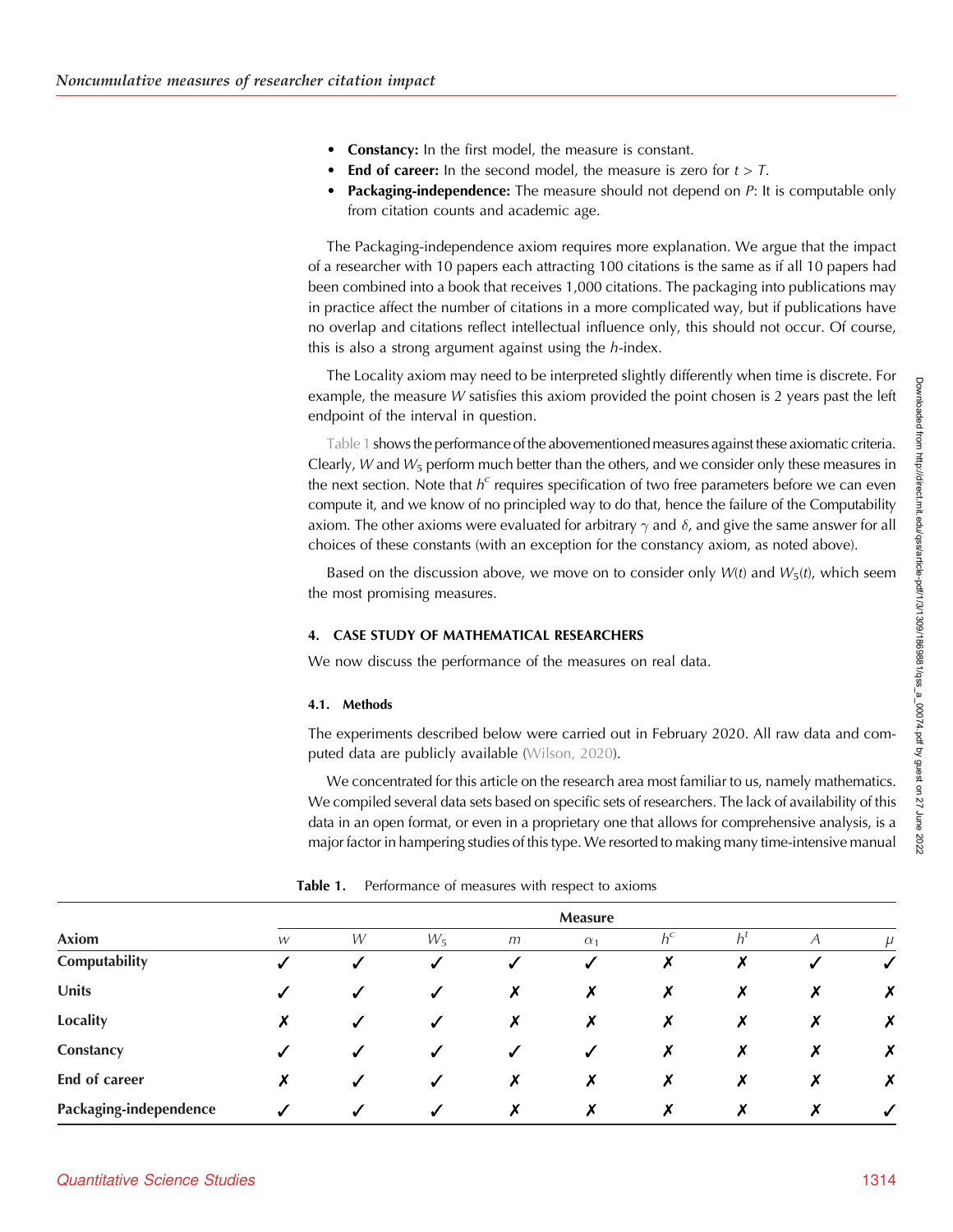- **Constancy:** In the first model, the measure is constant.
- **End of career:** In the second model, the measure is zero for $t > T$.
- **Packaging-independence:** The measure should not depend on $P$: It is computable only from citation counts and academic age.

The Packaging-independence axiom requires more explanation. We argue that the impact of a researcher with 10 papers each attracting 100 citations is the same as if all 10 papers had been combined into a book that receives 1,000 citations. The packaging into publications may in practice affect the number of citations in a more complicated way, but if publications have no overlap and citations reflect intellectual influence only, this should not occur. Of course, this is also a strong argument against using the $h$-index.

The Locality axiom may need to be interpreted slightly differently when time is discrete. For example, the measure $W$ satisfies this axiom provided the point chosen is 2 years past the left endpoint of the interval in question.

Table 1 shows the performance of the abovementioned measures against these axiomatic criteria. Clearly, $W$ and $W_5$ perform much better than the others, and we consider only these measures in the next section. Note that $h^c$ requires specification of two free parameters before we can even compute it, and we know of no principled way to do that, hence the failure of the Computability axiom. The other axioms were evaluated for arbitrary $\gamma$ and $\delta$, and give the same answer for all choices of these constants (with an exception for the constancy axiom, as noted above).

Based on the discussion above, we move on to consider only $W(t)$ and $W_5(t)$, which seem the most promising measures.

## 4. CASE STUDY OF MATHEMATICAL RESEARCHERS

We now discuss the performance of the measures on real data.

### 4.1. Methods

The experiments described below were carried out in February 2020. All raw data and computed data are publicly available (Wilson, 2020).

We concentrated for this article on the research area most familiar to us, namely mathematics. We compiled several data sets based on specific sets of researchers. The lack of availability of this data in an open format, or even in a proprietary one that allows for comprehensive analysis, is a major factor in hampering studies of this type. We resorted to making many time-intensive manual

**Table 1.** Performance of measures with respect to axioms

| | Measure | | | | | | | | |
|---|---|---|---|---|---|---|---|---|---|
| **Axiom** | $w$ | $W$ | $W_5$ | $m$ | $\alpha_1$ | $h^c$ | $h^t$ | $A$ | $\mu$ |
| **Computability** | ✓ | ✓ | ✓ | ✓ | ✓ | ✗ | ✗ | ✓ | ✓ |
| **Units** | ✓ | ✓ | ✓ | ✗ | ✗ | ✗ | ✗ | ✗ | ✗ |
| **Locality** | ✗ | ✓ | ✓ | ✗ | ✗ | ✗ | ✗ | ✗ | ✗ |
| **Constancy** | ✓ | ✓ | ✓ | ✓ | ✓ | ✗ | ✗ | ✗ | ✗ |
| **End of career** | ✗ | ✓ | ✓ | ✗ | ✗ | ✗ | ✗ | ✗ | ✗ |
| **Packaging-independence** | ✓ | ✓ | ✓ | ✗ | ✗ | ✗ | ✗ | ✗ | ✓ |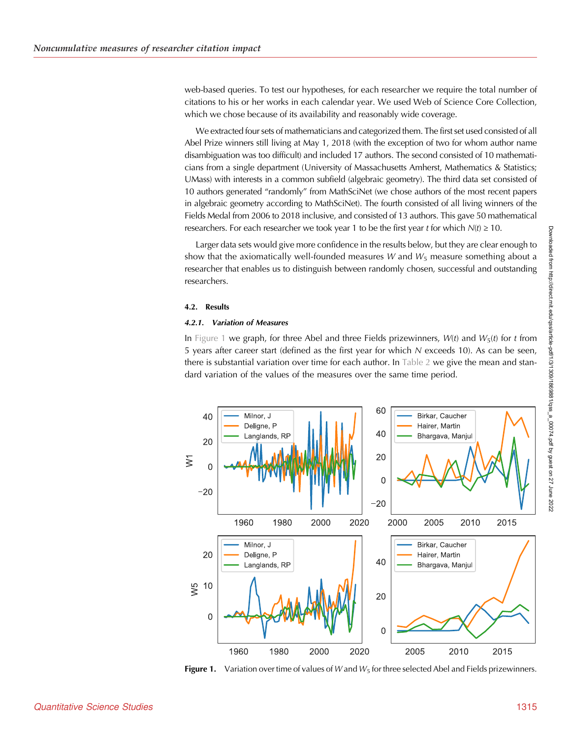web-based queries. To test our hypotheses, for each researcher we require the total number of citations to his or her works in each calendar year. We used Web of Science Core Collection, which we chose because of its availability and reasonably wide coverage.

We extracted four sets of mathematicians and categorized them. The first set used consisted of all Abel Prize winners still living at May 1, 2018 (with the exception of two for whom author name disambiguation was too difficult) and included 17 authors. The second consisted of 10 mathematicians from a single department (University of Massachusetts Amherst, Mathematics & Statistics; UMass) with interests in a common subfield (algebraic geometry). The third data set consisted of 10 authors generated "randomly" from MathSciNet (we chose authors of the most recent papers in algebraic geometry according to MathSciNet). The fourth consisted of all living winners of the Fields Medal from 2006 to 2018 inclusive, and consisted of 13 authors. This gave 50 mathematical researchers. For each researcher we took year 1 to be the first year $t$ for which $N(t) \geq 10$.

Larger data sets would give more confidence in the results below, but they are clear enough to show that the axiomatically well-founded measures $W$ and $W_5$ measure something about a researcher that enables us to distinguish between randomly chosen, successful and outstanding researchers.

### 4.2. Results

#### 4.2.1. *Variation of Measures*

In Figure 1 we graph, for three Abel and three Fields prizewinners, $W(t)$ and $W_5(t)$ for $t$ from 5 years after career start (defined as the first year for which $N$ exceeds 10). As can be seen, there is substantial variation over time for each author. In Table 2 we give the mean and standard variation of the values of the measures over the same time period.

**Figure 1.** Variation over time of values of $W$ and $W_5$ for three selected Abel and Fields prizewinners.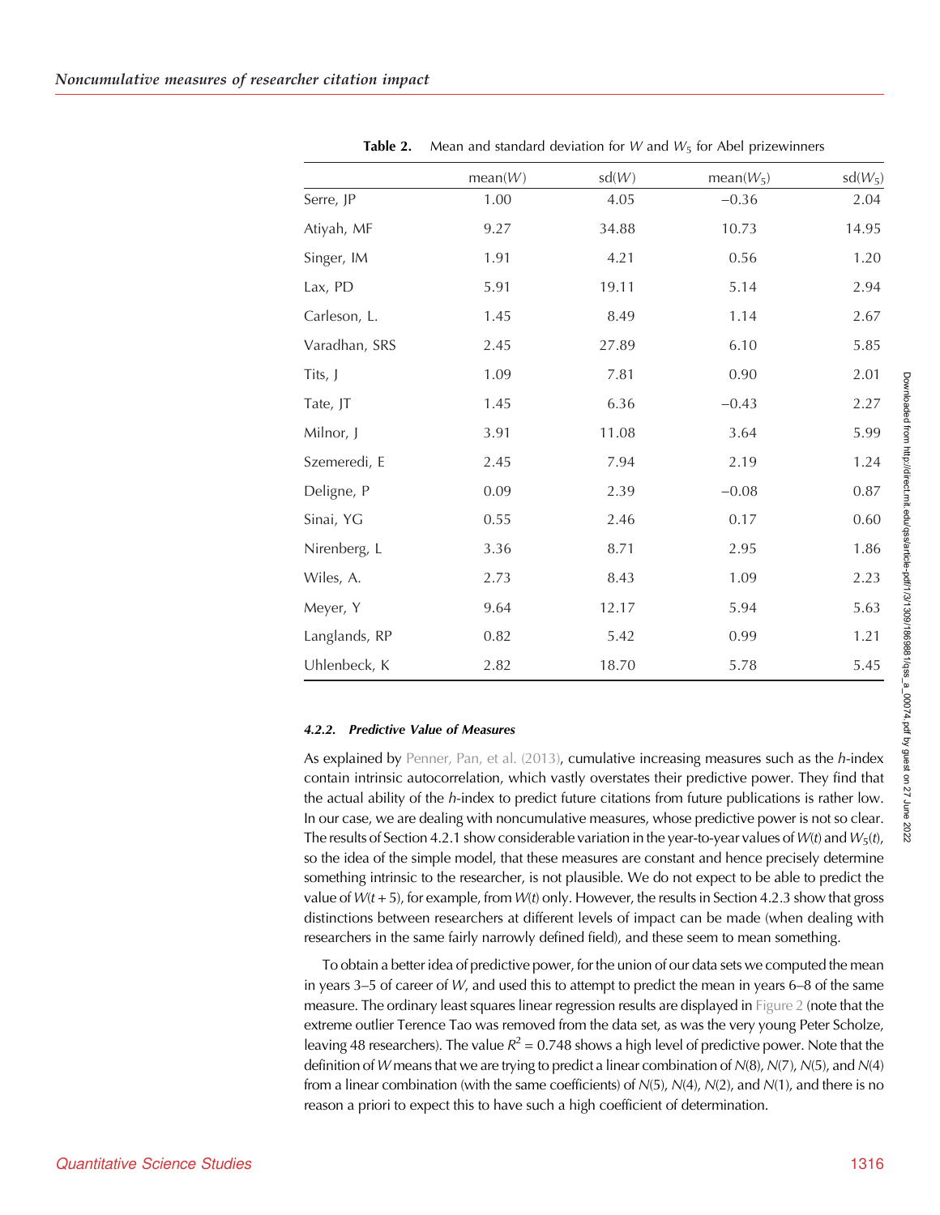**Table 2.** Mean and standard deviation for $W$ and $W_5$ for Abel prizewinners

| | mean($W$) | sd($W$) | mean($W_5$) | sd($W_5$) |
|---|---|---|---|---|
| Serre, JP | 1.00 | 4.05 | −0.36 | 2.04 |
| Atiyah, MF | 9.27 | 34.88 | 10.73 | 14.95 |
| Singer, IM | 1.91 | 4.21 | 0.56 | 1.20 |
| Lax, PD | 5.91 | 19.11 | 5.14 | 2.94 |
| Carleson, L. | 1.45 | 8.49 | 1.14 | 2.67 |
| Varadhan, SRS | 2.45 | 27.89 | 6.10 | 5.85 |
| Tits, J | 1.09 | 7.81 | 0.90 | 2.01 |
| Tate, JT | 1.45 | 6.36 | −0.43 | 2.27 |
| Milnor, J | 3.91 | 11.08 | 3.64 | 5.99 |
| Szemeredi, E | 2.45 | 7.94 | 2.19 | 1.24 |
| Deligne, P | 0.09 | 2.39 | −0.08 | 0.87 |
| Sinai, YG | 0.55 | 2.46 | 0.17 | 0.60 |
| Nirenberg, L | 3.36 | 8.71 | 2.95 | 1.86 |
| Wiles, A. | 2.73 | 8.43 | 1.09 | 2.23 |
| Meyer, Y | 9.64 | 12.17 | 5.94 | 5.63 |
| Langlands, RP | 0.82 | 5.42 | 0.99 | 1.21 |
| Uhlenbeck, K | 2.82 | 18.70 | 5.78 | 5.45 |

#### 4.2.2. Predictive Value of Measures

As explained by Penner, Pan, et al. (2013), cumulative increasing measures such as the $h$-index contain intrinsic autocorrelation, which vastly overstates their predictive power. They find that the actual ability of the $h$-index to predict future citations from future publications is rather low. In our case, we are dealing with noncumulative measures, whose predictive power is not so clear. The results of Section 4.2.1 show considerable variation in the year-to-year values of $W(t)$ and $W_5(t)$, so the idea of the simple model, that these measures are constant and hence precisely determine something intrinsic to the researcher, is not plausible. We do not expect to be able to predict the value of $W(t + 5)$, for example, from $W(t)$ only. However, the results in Section 4.2.3 show that gross distinctions between researchers at different levels of impact can be made (when dealing with researchers in the same fairly narrowly defined field), and these seem to mean something.

To obtain a better idea of predictive power, for the union of our data sets we computed the mean in years 3–5 of career of $W$, and used this to attempt to predict the mean in years 6–8 of the same measure. The ordinary least squares linear regression results are displayed in Figure 2 (note that the extreme outlier Terence Tao was removed from the data set, as was the very young Peter Scholze, leaving 48 researchers). The value $R^2 = 0.748$ shows a high level of predictive power. Note that the definition of $W$ means that we are trying to predict a linear combination of $N(8)$, $N(7)$, $N(5)$, and $N(4)$ from a linear combination (with the same coefficients) of $N(5)$, $N(4)$, $N(2)$, and $N(1)$, and there is no reason a priori to expect this to have such a high coefficient of determination.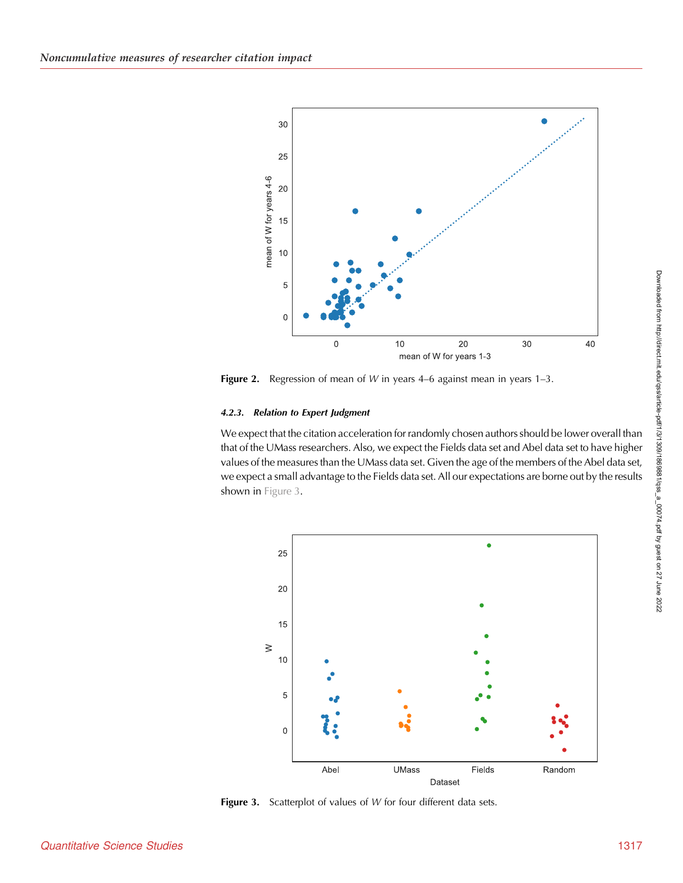Figure 2. Regression of mean of $W$ in years 4–6 against mean in years 1–3.

#### 4.2.3. Relation to Expert Judgment

We expect that the citation acceleration for randomly chosen authors should be lower overall than that of the UMass researchers. Also, we expect the Fields data set and Abel data set to have higher values of the measures than the UMass data set. Given the age of the members of the Abel data set, we expect a small advantage to the Fields data set. All our expectations are borne out by the results shown in Figure 3.

Figure 3. Scatterplot of values of $W$ for four different data sets.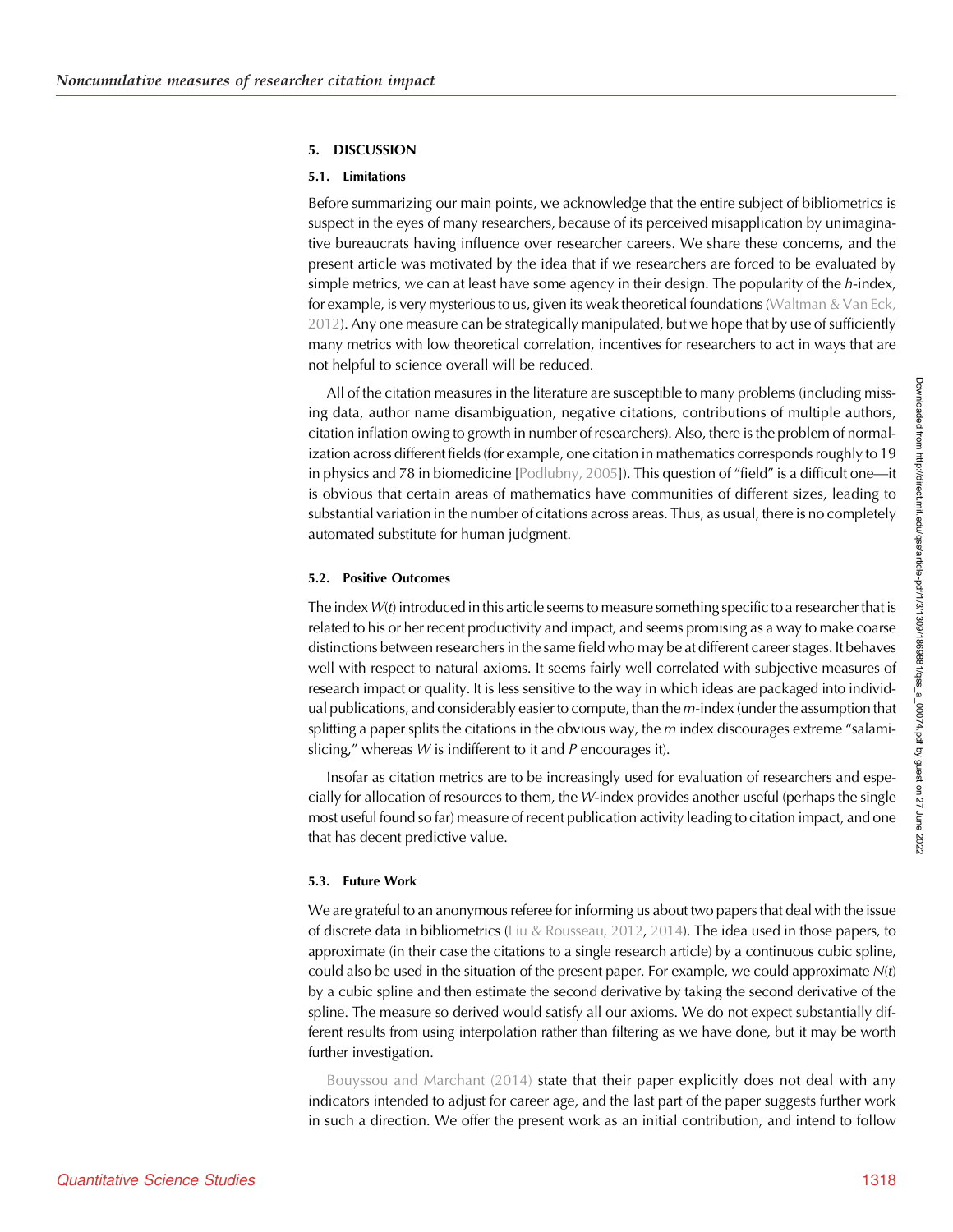## 5. DISCUSSION

### 5.1. Limitations

Before summarizing our main points, we acknowledge that the entire subject of bibliometrics is suspect in the eyes of many researchers, because of its perceived misapplication by unimaginative bureaucrats having influence over researcher careers. We share these concerns, and the present article was motivated by the idea that if we researchers are forced to be evaluated by simple metrics, we can at least have some agency in their design. The popularity of the *h*-index, for example, is very mysterious to us, given its weak theoretical foundations (Waltman & Van Eck, 2012). Any one measure can be strategically manipulated, but we hope that by use of sufficiently many metrics with low theoretical correlation, incentives for researchers to act in ways that are not helpful to science overall will be reduced.

All of the citation measures in the literature are susceptible to many problems (including missing data, author name disambiguation, negative citations, contributions of multiple authors, citation inflation owing to growth in number of researchers). Also, there is the problem of normalization across different fields (for example, one citation in mathematics corresponds roughly to 19 in physics and 78 in biomedicine [Podlubny, 2005]). This question of "field" is a difficult one—it is obvious that certain areas of mathematics have communities of different sizes, leading to substantial variation in the number of citations across areas. Thus, as usual, there is no completely automated substitute for human judgment.

### 5.2. Positive Outcomes

The index $W(t)$ introduced in this article seems to measure something specific to a researcher that is related to his or her recent productivity and impact, and seems promising as a way to make coarse distinctions between researchers in the same field who may be at different career stages. It behaves well with respect to natural axioms. It seems fairly well correlated with subjective measures of research impact or quality. It is less sensitive to the way in which ideas are packaged into individual publications, and considerably easier to compute, than the *m*-index (under the assumption that splitting a paper splits the citations in the obvious way, the *m* index discourages extreme "salami-slicing," whereas *W* is indifferent to it and *P* encourages it).

Insofar as citation metrics are to be increasingly used for evaluation of researchers and especially for allocation of resources to them, the *W*-index provides another useful (perhaps the single most useful found so far) measure of recent publication activity leading to citation impact, and one that has decent predictive value.

### 5.3. Future Work

We are grateful to an anonymous referee for informing us about two papers that deal with the issue of discrete data in bibliometrics (Liu & Rousseau, 2012, 2014). The idea used in those papers, to approximate (in their case the citations to a single research article) by a continuous cubic spline, could also be used in the situation of the present paper. For example, we could approximate $N(t)$ by a cubic spline and then estimate the second derivative by taking the second derivative of the spline. The measure so derived would satisfy all our axioms. We do not expect substantially different results from using interpolation rather than filtering as we have done, but it may be worth further investigation.

Bouyssou and Marchant (2014) state that their paper explicitly does not deal with any indicators intended to adjust for career age, and the last part of the paper suggests further work in such a direction. We offer the present work as an initial contribution, and intend to follow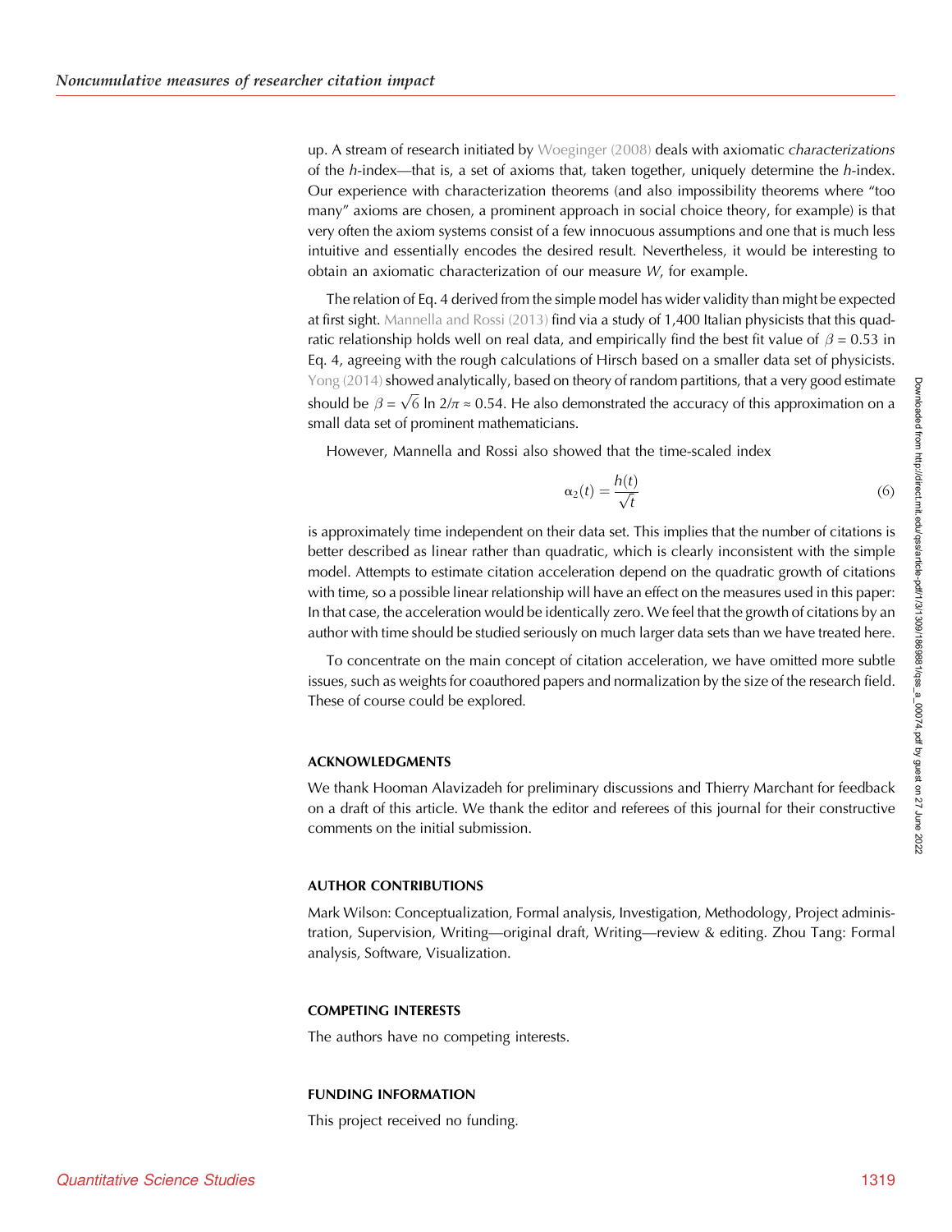up. A stream of research initiated by Woeginger (2008) deals with axiomatic *characterizations* of the *h*-index—that is, a set of axioms that, taken together, uniquely determine the *h*-index. Our experience with characterization theorems (and also impossibility theorems where "too many" axioms are chosen, a prominent approach in social choice theory, for example) is that very often the axiom systems consist of a few innocuous assumptions and one that is much less intuitive and essentially encodes the desired result. Nevertheless, it would be interesting to obtain an axiomatic characterization of our measure $W$, for example.

The relation of Eq. 4 derived from the simple model has wider validity than might be expected at first sight. Mannella and Rossi (2013) find via a study of 1,400 Italian physicists that this quadratic relationship holds well on real data, and empirically find the best fit value of $\beta = 0.53$ in Eq. 4, agreeing with the rough calculations of Hirsch based on a smaller data set of physicists. Yong (2014) showed analytically, based on theory of random partitions, that a very good estimate should be $\beta = \sqrt{6}\,\ln 2/\pi \approx 0.54$. He also demonstrated the accuracy of this approximation on a small data set of prominent mathematicians.

However, Mannella and Rossi also showed that the time-scaled index

$$\alpha_2(t) = \frac{h(t)}{\sqrt{t}} \tag{6}$$

is approximately time independent on their data set. This implies that the number of citations is better described as linear rather than quadratic, which is clearly inconsistent with the simple model. Attempts to estimate citation acceleration depend on the quadratic growth of citations with time, so a possible linear relationship will have an effect on the measures used in this paper: In that case, the acceleration would be identically zero. We feel that the growth of citations by an author with time should be studied seriously on much larger data sets than we have treated here.

To concentrate on the main concept of citation acceleration, we have omitted more subtle issues, such as weights for coauthored papers and normalization by the size of the research field. These of course could be explored.

## ACKNOWLEDGMENTS

We thank Hooman Alavizadeh for preliminary discussions and Thierry Marchant for feedback on a draft of this article. We thank the editor and referees of this journal for their constructive comments on the initial submission.

## AUTHOR CONTRIBUTIONS

Mark Wilson: Conceptualization, Formal analysis, Investigation, Methodology, Project administration, Supervision, Writing—original draft, Writing—review & editing. Zhou Tang: Formal analysis, Software, Visualization.

## COMPETING INTERESTS

The authors have no competing interests.

## FUNDING INFORMATION

This project received no funding.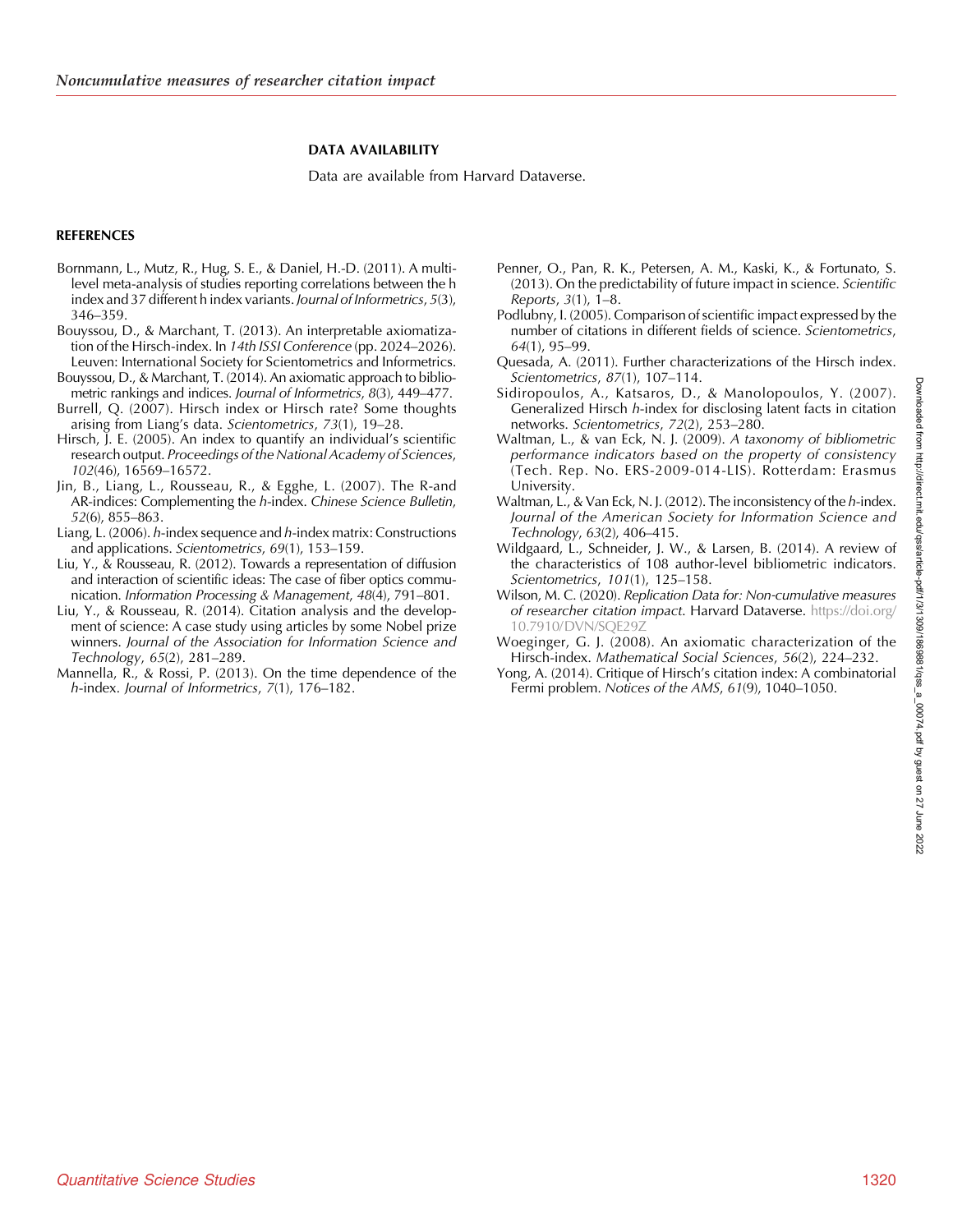## DATA AVAILABILITY

Data are available from Harvard Dataverse.

## REFERENCES

Bornmann, L., Mutz, R., Hug, S. E., & Daniel, H.-D. (2011). A multilevel meta-analysis of studies reporting correlations between the h index and 37 different h index variants. *Journal of Informetrics*, *5*(3), 346–359.

Bouyssou, D., & Marchant, T. (2013). An interpretable axiomatization of the Hirsch-index. In *14th ISSI Conference* (pp. 2024–2026). Leuven: International Society for Scientometrics and Informetrics.

Bouyssou, D., & Marchant, T. (2014). An axiomatic approach to bibliometric rankings and indices. *Journal of Informetrics*, *8*(3), 449–477.

Burrell, Q. (2007). Hirsch index or Hirsch rate? Some thoughts arising from Liang's data. *Scientometrics*, *73*(1), 19–28.

Hirsch, J. E. (2005). An index to quantify an individual's scientific research output. *Proceedings of the National Academy of Sciences*, *102*(46), 16569–16572.

Jin, B., Liang, L., Rousseau, R., & Egghe, L. (2007). The R-and AR-indices: Complementing the *h*-index. *Chinese Science Bulletin*, *52*(6), 855–863.

Liang, L. (2006). *h*-index sequence and *h*-index matrix: Constructions and applications. *Scientometrics*, *69*(1), 153–159.

Liu, Y., & Rousseau, R. (2012). Towards a representation of diffusion and interaction of scientific ideas: The case of fiber optics communication. *Information Processing & Management*, *48*(4), 791–801.

Liu, Y., & Rousseau, R. (2014). Citation analysis and the development of science: A case study using articles by some Nobel prize winners. *Journal of the Association for Information Science and Technology*, *65*(2), 281–289.

Mannella, R., & Rossi, P. (2013). On the time dependence of the *h*-index. *Journal of Informetrics*, *7*(1), 176–182.

Penner, O., Pan, R. K., Petersen, A. M., Kaski, K., & Fortunato, S. (2013). On the predictability of future impact in science. *Scientific Reports*, *3*(1), 1–8.

Podlubny, I. (2005). Comparison of scientific impact expressed by the number of citations in different fields of science. *Scientometrics*, *64*(1), 95–99.

Quesada, A. (2011). Further characterizations of the Hirsch index. *Scientometrics*, *87*(1), 107–114.

Sidiropoulos, A., Katsaros, D., & Manolopoulos, Y. (2007). Generalized Hirsch *h*-index for disclosing latent facts in citation networks. *Scientometrics*, *72*(2), 253–280.

Waltman, L., & van Eck, N. J. (2009). *A taxonomy of bibliometric performance indicators based on the property of consistency* (Tech. Rep. No. ERS-2009-014-LIS). Rotterdam: Erasmus University.

Waltman, L., & Van Eck, N. J. (2012). The inconsistency of the *h*-index. *Journal of the American Society for Information Science and Technology*, *63*(2), 406–415.

Wildgaard, L., Schneider, J. W., & Larsen, B. (2014). A review of the characteristics of 108 author-level bibliometric indicators. *Scientometrics*, *101*(1), 125–158.

Wilson, M. C. (2020). *Replication Data for: Non-cumulative measures of researcher citation impact*. Harvard Dataverse. https://doi.org/10.7910/DVN/SQE29Z

Woeginger, G. J. (2008). An axiomatic characterization of the Hirsch-index. *Mathematical Social Sciences*, *56*(2), 224–232.

Yong, A. (2014). Critique of Hirsch's citation index: A combinatorial Fermi problem. *Notices of the AMS*, *61*(9), 1040–1050.